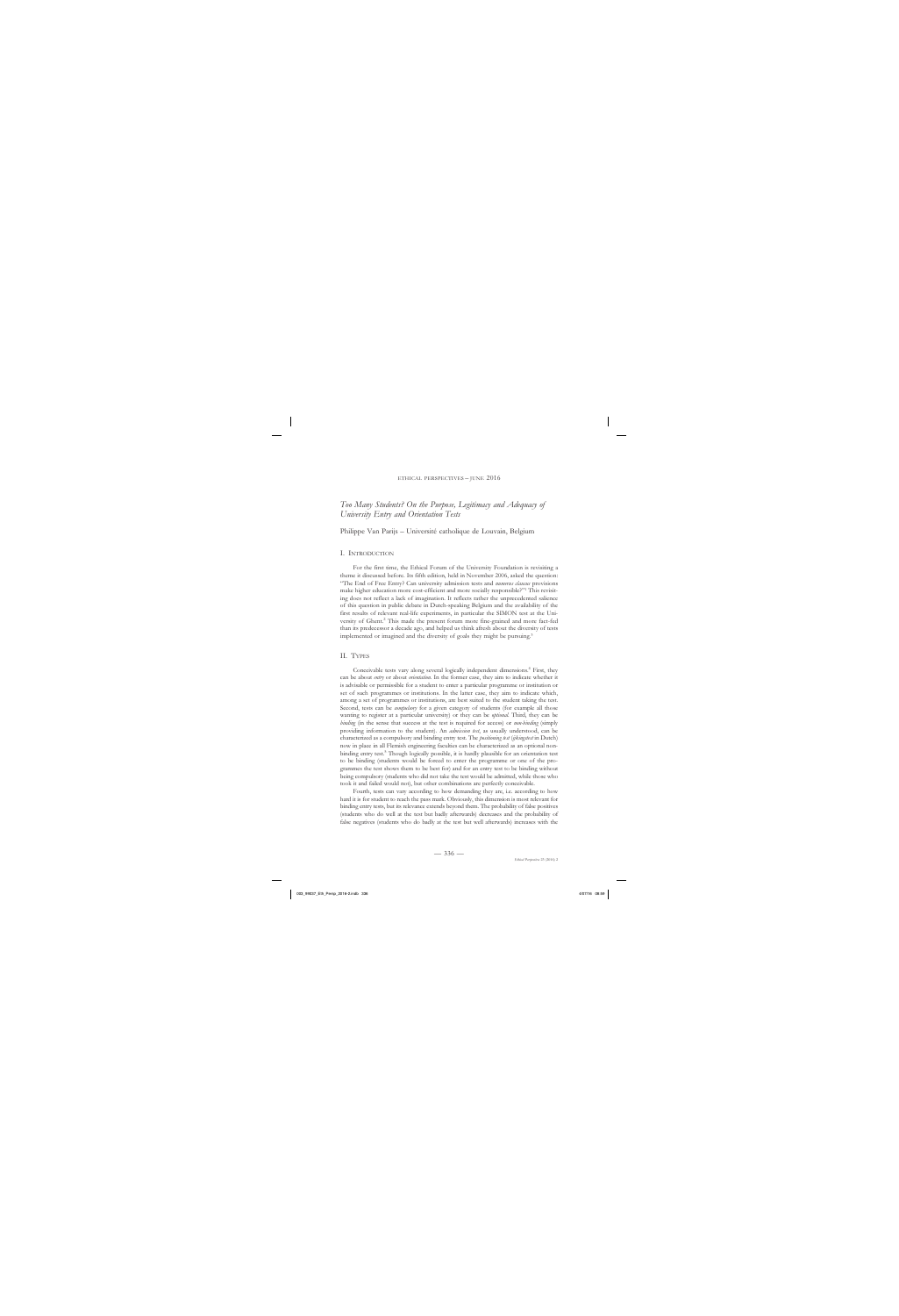# *Too Many Students? On the Purpose, Legitimacy and Adequacy of University Entry and Orientation Tests*

Philippe Van Parijs – Université catholique de Louvain, Belgium

## I. Introduction

For the first time, the Ethical Forum of the University Foundation is revisiting a theme it discussed before. Its fifth edition, held in November 2006, asked the question: "The End of Free Entry? Can university admission tests and *numerus clausus* provisions make higher education more cost-efficient and more socially responsible?"[1] This revisiting does not reflect a lack of imagination. It reflects rather the unprecedented salience of this question in public debate in Dutch-speaking Belgium and the availability of the first results of relevant real-life experiments, in particular the SIMON test at the University of Ghent.[2] This made the present forum more fine-grained and more fact-fed than its predecessor a decade ago, and helped us think afresh about the diversity of tests implemented or imagined and the diversity of goals they might be pursuing.[3]

## II. Types

Conceivable tests vary along several logically independent dimensions.[4] First, they can be about *entry* or about *orientation*. In the former case, they aim to indicate whether it is advisable or permissible for a student to enter a particular programme or institution or set of such programmes or institutions. In the latter case, they aim to indicate which, among a set of programmes or institutions, are best suited to the student taking the test. Second, tests can be *compulsory* for a given category of students (for example all those wanting to register at a particular university) or they can be *optional*. Third, they can be *binding* (in the sense that success at the test is required for access) or *non-binding* (simply providing information to the student). An *admission test*, as usually understood, can be characterized as a compulsory and binding entry test. The *positioning test* (*ijkingstest* in Dutch) now in place in all Flemish engineering faculties can be characterized as an optional non-binding entry test.[5] Though logically possible, it is hardly plausible for an orientation test to be binding (students would be forced to enter the programme or one of the programmes the test shows them to be best for) and for an entry test to be binding without being compulsory (students who did not take the test would be admitted, while those who took it and failed would not), but other combinations are perfectly conceivable.

Fourth, tests can vary according to how demanding they are, i.e. according to how hard it is for student to reach the pass mark. Obviously, this dimension is most relevant for binding entry tests, but its relevance extends beyond them. The probability of false positives (students who do well at the test but badly afterwards) decreases and the probability of false negatives (students who do badly at the test but well afterwards) increases with the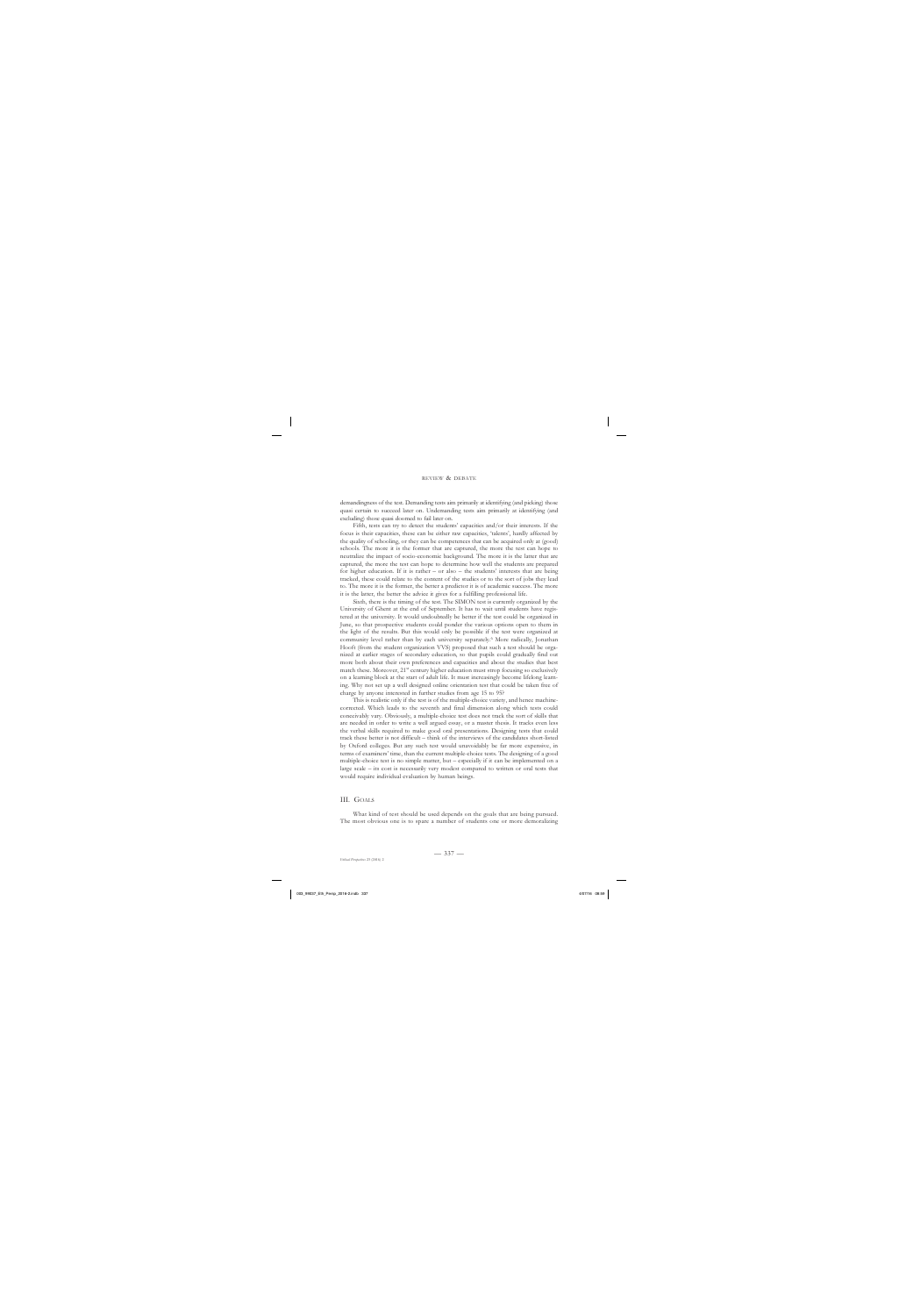demandingness of the test. Demanding tests aim primarily at identifying (and picking) those quasi certain to succeed later on. Undemanding tests aim primarily at identifying (and excluding) those quasi doomed to fail later on.

Fifth, tests can try to detect the students' capacities and/or their interests. If the focus is their capacities, these can be either raw capacities, 'talents', hardly affected by the quality of schooling, or they can be competences that can be acquired only at (good) schools. The more it is the former that are captured, the more the test can hope to neutralize the impact of socio-economic background. The more it is the latter that are captured, the more the test can hope to determine how well the students are prepared for higher education. If it is rather – or also – the students' interests that are being tracked, these could relate to the content of the studies or to the sort of jobs they lead to. The more it is the former, the better a predictor it is of academic success. The more it is the latter, the better the advice it gives for a fulfilling professional life.

Sixth, there is the timing of the test. The SIMON test is currently organized by the University of Ghent at the end of September. It has to wait until students have registered at the university. It would undoubtedly be better if the test could be organized in June, so that prospective students could ponder the various options open to them in the light of the results. But this would only be possible if the test were organized at community level rather than by each university separately.[4] More radically, Jonathan Hooft (from the student organization VVS) proposed that such a test should be organized at earlier stages of secondary education, so that pupils could gradually find out more both about their own preferences and capacities and about the studies that best match these. Moreover, 21st century higher education must stop focusing so exclusively on a learning block at the start of adult life. It must increasingly become lifelong learning. Why not set up a well designed online orientation test that could be taken free of charge by anyone interested in further studies from age 15 to 95?

This is realistic only if the test is of the multiple-choice variety, and hence machine-corrected. Which leads to the seventh and final dimension along which tests could conceivably vary. Obviously, a multiple-choice test does not track the sort of skills that are needed in order to write a well argued essay, or a master thesis. It tracks even less the verbal skills required to make good oral presentations. Designing tests that could track these better is not difficult – think of the interviews of the candidates short-listed by Oxford colleges. But any such test would unavoidably be far more expensive, in terms of examiners' time, than the current multiple-choice tests. The designing of a good multiple-choice test is no simple matter, but – especially if it can be implemented on a large scale – its cost is necessarily very modest compared to written or oral tests that would require individual evaluation by human beings.

## III. Goals

What kind of test should be used depends on the goals that are being pursued. The most obvious one is to spare a number of students one or more demoralizing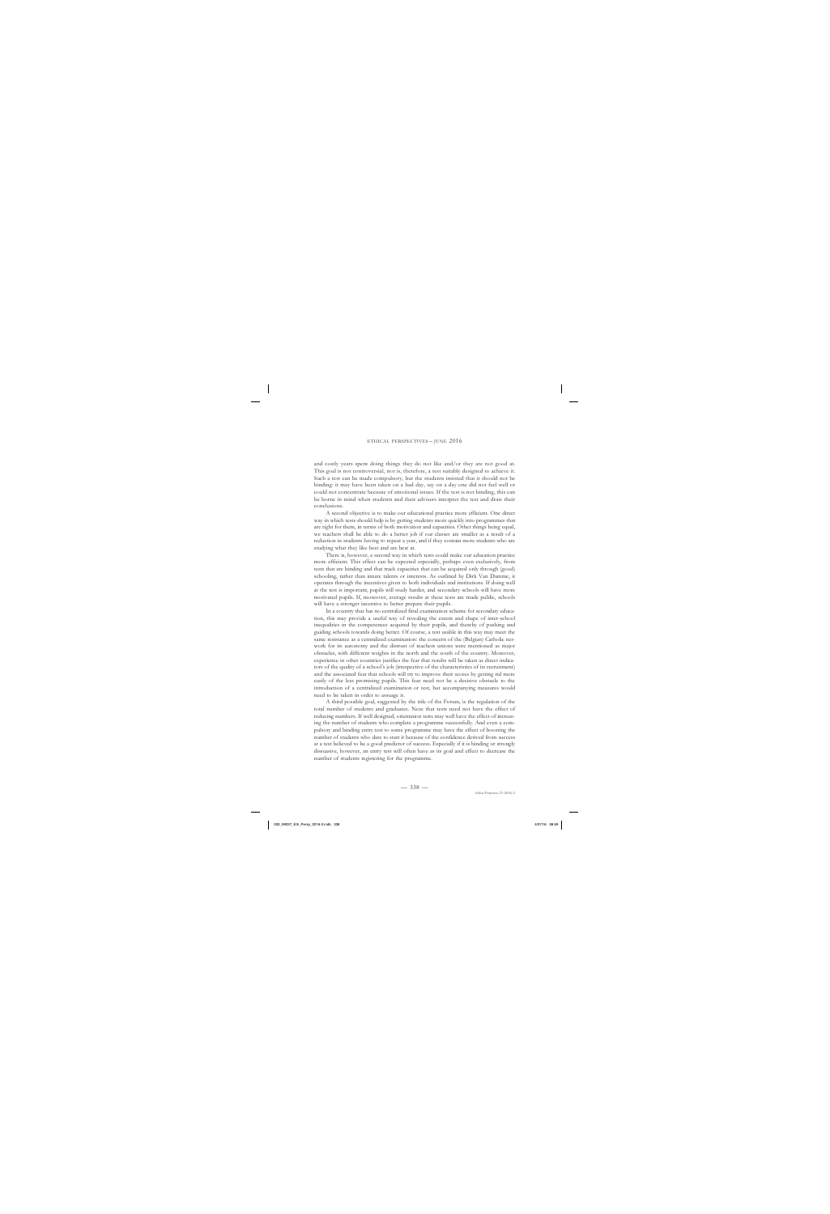and costly years spent doing things they do not like and/or they are not good at. This goal is not controversial, nor is, therefore, a test suitably designed to achieve it. Such a test can be made compulsory, but the students insisted that it should not be binding: it may have been taken on a bad day, say on a day one did not feel well or could not concentrate because of emotional issues. If the test is not binding, this can be borne in mind when students and their advisers interpret the test and draw their conclusions.

A second objective is to make our educational practice more efficient. One direct way in which tests should help is by getting students more quickly into programmes that are right for them, in terms of both motivation and capacities. Other things being equal, we teachers shall be able to do a better job if our classes are smaller as a result of a reduction in students having to repeat a year, and if they contain more students who are studying what they like best and are best at.

There is, however, a second way in which tests could make our education practice more efficient. This effect can be expected especially, perhaps even exclusively, from tests that are binding and that track capacities that can be acquired only through (good) schooling, rather than innate talents or interests. As outlined by Dirk Van Damme, it operates through the incentives given to both individuals and institutions. If doing well at the test is important, pupils will study harder, and secondary schools will have more motivated pupils. If, moreover, average results at these tests are made public, schools will have a stronger incentive to better prepare their pupils.

In a country that has no centralized final examination scheme for secondary education, this may provide a useful way of revealing the extent and shape of inter-school inequalities in the competences acquired by their pupils, and thereby of pushing and guiding schools towards doing better. Of course, a test usable in this way may meet the same resistance as a centralized examination: the concern of the (Belgian) Catholic network for its autonomy and the distrust of teachers unions were mentioned as major obstacles, with different weights in the north and the south of the country. Moreover, experience in other countries justifies the fear that results will be taken as direct indicators of the quality of a school's job (irrespective of the characteristics of its recruitment) and the associated fear that schools will try to improve their scores by getting rid more easily of the less promising pupils. This fear need not be a decisive obstacle to the introduction of a centralized examination or test, but accompanying measures would need to be taken in order to assuage it.

A third possible goal, suggested by the title of the Forum, is the regulation of the total number of students and graduates. Note that tests need not have the effect of reducing numbers. If well designed, orientation tests may well have the effect of increasing the number of students who complete a programme successfully. And even a compulsory and binding entry test to some programme may have the effect of boosting the number of students who dare to start it because of the confidence derived from success at a test believed to be a good predictor of success. Especially if it is binding or strongly dissuasive, however, an entry test will often have as its goal and effect to decrease the number of students registering for the programme.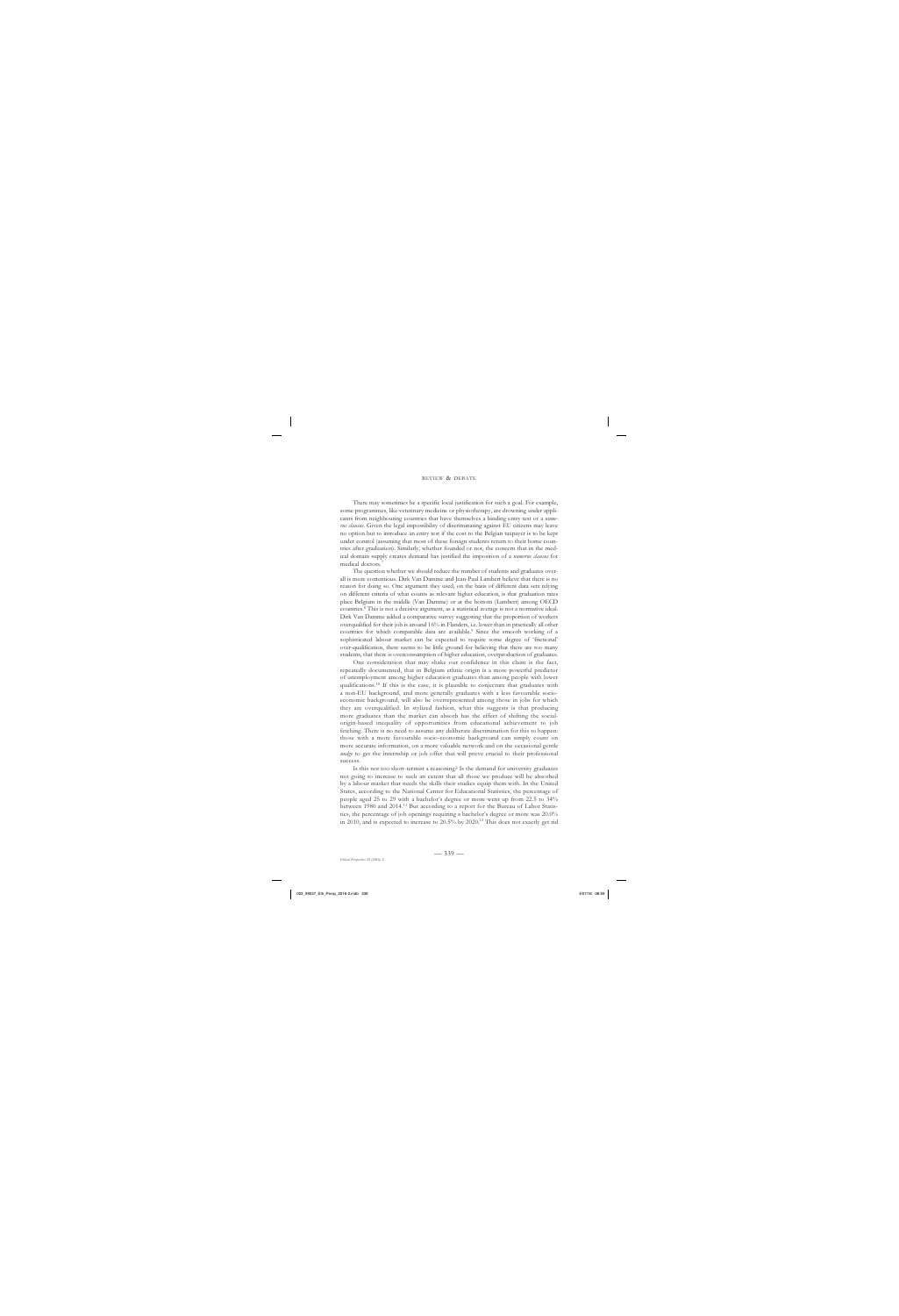There may sometimes be a specific local justification for such a goal. For example, some programmes, like veterinary medicine or physiotherapy, are drowning under applicants from neighbouring countries that have themselves a binding entry test or a *numerus clausus*. Given the legal impossibility of discriminating against EU citizens may leave no option but to introduce an entry test if the cost to the Belgian taxpayer is to be kept under control (assuming that most of these foreign students return to their home countries after graduation). Similarly, whether founded or not, the concern that in the medical domain supply creates demand has justified the imposition of a *numerus clausus* for medical doctors.[7]

The question whether we should reduce the number of students and graduates overall is more contentious. Dirk Van Damme and Jean-Paul Lambert believe that there is no reason for doing so. One argument they used, on the basis of different data sets relying on different criteria of what counts as relevant higher education, is that graduation rates place Belgium in the middle (Van Damme) or at the bottom (Lambert) among OECD countries.[8] This is not a decisive argument, as a statistical average is not a normative ideal. Dirk Van Damme added a comparative survey suggesting that the proportion of workers overqualified for their job is around 16% in Flanders, i.e. lower than in practically all other countries for which comparable data are available.[9] Since the smooth working of a sophisticated labour market can be expected to require some degree of 'frictional' over-qualification, there seems to be little ground for believing that there are too many students, that there is overconsumption of higher education, overproduction of graduates.

One consideration that may shake our confidence in this claim is the fact, repeatedly documented, that in Belgium ethnic origin is a more powerful predictor of unemployment among higher education graduates than among people with lower qualifications.[10] If this is the case, it is plausible to conjecture that graduates with a non-EU background, and more generally graduates with a less favourable socio-economic background, will also be overrepresented among those in jobs for which they are overqualified. In stylized fashion, what this suggests is that producing more graduates than the market can absorb has the effect of shifting the social-origin-based inequality of opportunities from educational achievement to job fetching. There is no need to assume any deliberate discrimination for this to happen: those with a more favourable socio-economic background can simply count on more accurate information, on a more valuable network and on the occasional gentle *nudge* to get the internship or job offer that will prove crucial to their professional success.

Is this not too short-termist a reasoning? Is the demand for university graduates not going to increase to such an extent that all those we produce will be absorbed by a labour market that needs the skills their studies equip them with. In the United States, according to the National Center for Educational Statistics, the percentage of people aged 25 to 29 with a bachelor's degree or more went up from 22.5 to 34% between 1980 and 2014.[11] But according to a report for the Bureau of Labor Statistics, the percentage of job openings requiring a bachelor's degree or more was 20.0% in 2010, and is expected to increase to 20.5% by 2020.[12] This does not exactly get rid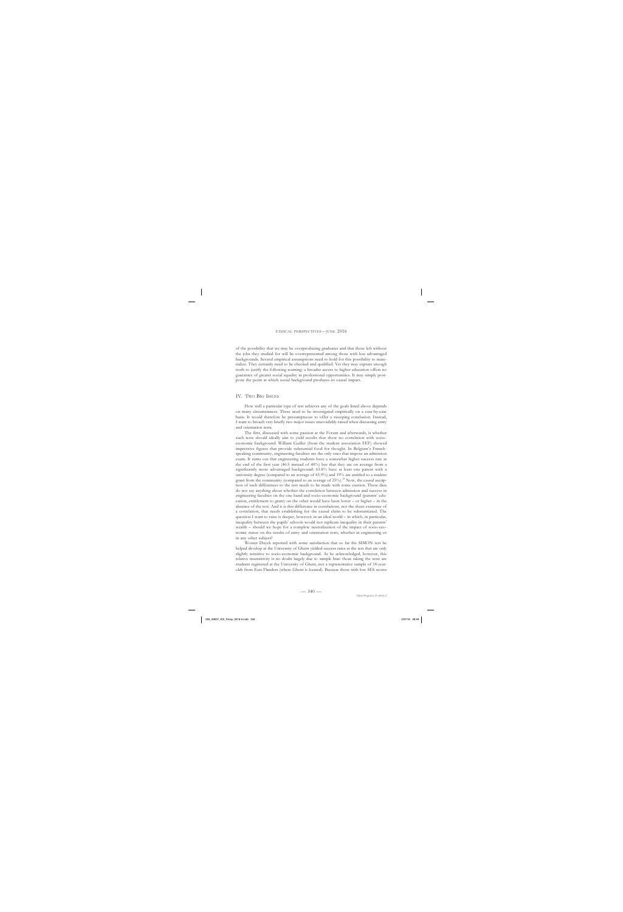of the possibility that we may be overproducing graduates and that those left without the jobs they studied for will be overrepresented among those with less advantaged backgrounds. Several empirical assumptions need to hold for this possibility to materialize. They certainly need to be checked and qualified. Yet they may capture enough truth to justify the following warning: a broader access to higher education offers no guarantee of greater social equality in professional opportunities. It may simply postpone the point at which social background produces its causal impact.

## IV. Two Big Issues

How well a particular type of test achieves any of the goals listed above depends on many circumstances. These need to be investigated empirically on a case-by-case basis. It would therefore be presumptuous to offer a sweeping conclusion. Instead, I want to broach very briefly two major issues unavoidably raised when discussing entry and orientation tests.

The first, discussed with some passion at the Forum and afterwards, is whether such tests should ideally aim to yield results that show no correlation with socio-economic background. William Guillet (from the student association FEF) showed impressive figures that provide substantial food for thought. In Belgium's French-speaking community, engineering faculties are the only ones that impose an admission exam. It turns out that engineering students have a somewhat higher success rate at the end of the first year (46.5 instead of 40%) but that they are on average from a significantly more advantaged background: 63.8% have at least one parent with a university degree (compared to an average of 43.9%) and 19% are entitled to a student grant from the community (compared to an average of 25%).[11] Now, the causal ascription of such differences to the test needs to be made with some caution. These data do not say anything about whether the correlation between admission and success in engineering faculties on the one hand and socio-economic background (parents' education, entitlement to grant) on the other would have been lower – or higher – in the absence of the test. And it is this difference in correlations, not the sheer existence of a correlation, that needs establishing for the causal claim to be substantiated. The question I want to raise is deeper, however: in an ideal world – in which, in particular, inequality between the pupils' schools would not replicate inequality in their parents' wealth – should we hope for a complete neutralization of the impact of socio-economic status on the results of entry and orientation tests, whether in engineering or in any other subject?

Wouter Duyck reported with some satisfaction that so far the SIMON test he helped develop at the University of Ghent yielded success rates at the test that are only slightly sensitive to socio-economic background. As he acknowledged, however, this relative insensitivity is no doubt largely due to sample bias: those taking the tests are students registered at the University of Ghent, not a representative sample of 18-year-olds from East Flanders (where Ghent is located). Because those with low SES scores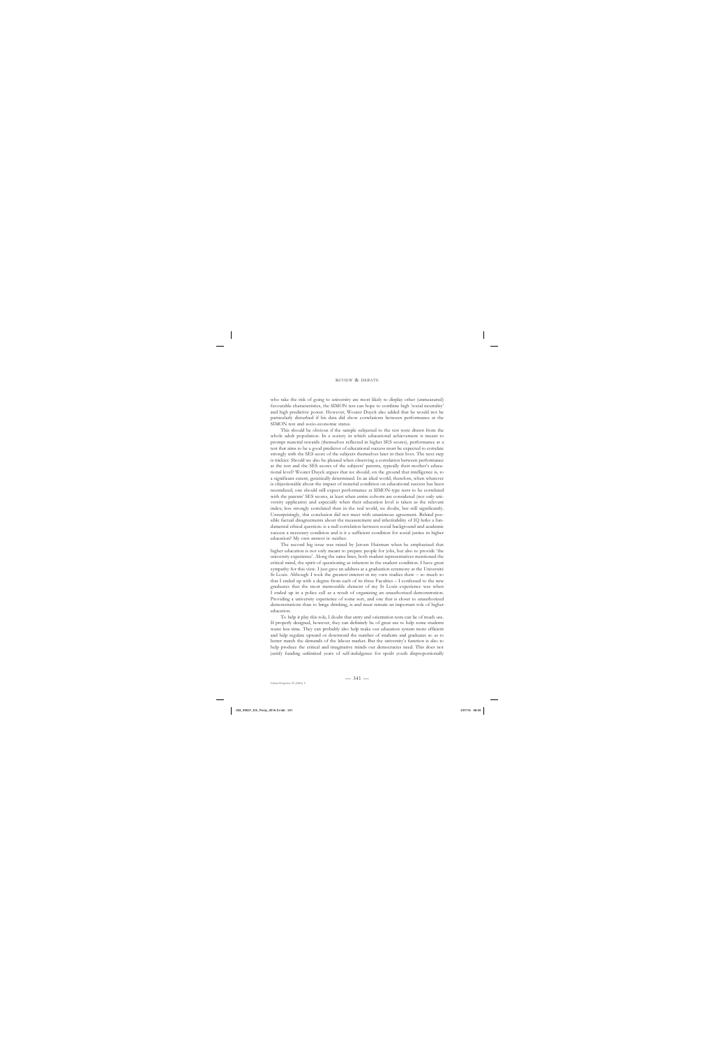who take the risk of going to university are most likely to display other (unmeasured) favourable characteristics, the SIMON test can hope to combine high 'social neutrality' and high predictive power. However, Wouter Duyck also added that he would not be particularly disturbed if his data did show correlations between performance at the SIMON test and socio-economic status.

This should be obvious if the sample subjected to the test were drawn from the whole adult population. In a society in which educational achievement is meant to prompt material rewards (themselves reflected in higher SES scores), performance at a test that aims to be a good predictor of educational success must be expected to correlate strongly with the SES score of the subjects themselves later in their lives. The next step is trickier. Should we also be pleased when observing a correlation between performance at the test and the SES scores of the subjects' parents, typically their mother's educational level? Wouter Duyck argues that we should, on the ground that intelligence is, to a significant extent, genetically determined. In an ideal world, therefore, when whatever is objectionable about the impact of material condition on educational success has been neutralized, one should still expect performance at SIMON-type tests to be correlated with the parents' SES scores, at least when entire cohorts are considered (not only university applicants) and especially when their education level is taken as the relevant index; less strongly correlated than in the real world, no doubt, but still significantly. Unsurprisingly, this conclusion did not meet with unanimous agreement. Behind possible factual disagreements about the measurement and inheritability of IQ lurks a fundamental ethical question: is a null correlation between social background and academic success a necessary condition and is it a sufficient condition for social justice in higher education? My own answer is: neither.

The second big issue was raised by Jeroen Huisman when he emphasized that higher education is not only meant to prepare people for jobs, but also to provide 'the university experience'. Along the same lines, both student representatives mentioned the critical mind, the spirit of questioning as inherent in the student condition. I have great sympathy for this view. I just gave an address at a graduation ceremony at the Université St Louis. Although I took the greatest interest in my own studies there – so much so that I ended up with a degree from each of its three Faculties – I confessed to the new graduates that the most memorable element of my St Louis experience was when I ended up in a police cell as a result of organizing an unauthorized demonstration. Providing a university experience of some sort, and one that is closer to unauthorized demonstrations than to binge drinking, is and must remain an important role of higher education.

To help it play this role, I doubt that entry and orientation tests can be of much use. If properly designed, however, they can definitely be of great use to help some students waste less time. They can probably also help make our education system more efficient and help regulate upward or downward the number of students and graduates so as to better match the demands of the labour market. But the university's function is also to help produce the critical and imaginative minds our democracies need. This does not justify funding unlimited years of self-indulgence for spoilt youth disproportionally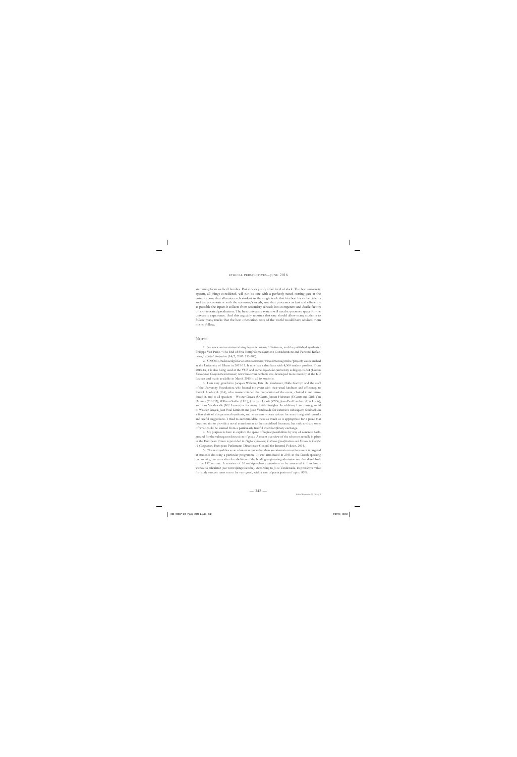stemming from well-off families. But it does justify a fair level of slack. The best university system, all things considered, will not be one with a perfectly tuned sorting gate at the entrance, one that allocates each student to the single track that fits best his or her talents and tastes consistent with the economy's needs, one that processes as fast and efficiently as possible the inputs it collects from secondary schools into competent and docile factors of sophisticated production. The best university system will need to preserve space for the university experience. And this arguably requires that one should allow many students to follow many tracks that the best orientation tests of the world would have advised them not to follow.

## Notes

1. See www.universitairestichting.be/en/content/fifth-forum, and the published synthesis : Philippe Van Parijs, "The End of Free Entry? Some Synthetic Considerations and Personal Reflections," *Ethical Perspectives* (14/2, 2007: 193-203).

2. SIMON (*Studiekeuzeinstrument en intercommunicatie*, www.simon.ugent.be/project) was launched at the University of Ghent in 2011-12. It now has a data base with 4,500 student profiles. From 2015-16, it is also being used at the VUB and some *hogescholen* (university colleges). LUCI (*Leuvens Universitair Competentie-Instrument*, www.kuleuven.be/luci) was developed more recently at the KU Leuven and made available in March 2015 to all its students.

3. I am very grateful to Jacques Willems, Eric De Keuleneer, Hilde Garmyn and the staff of the University Foundation, who hosted the event with their usual kindness and efficacy, to Patrick Loobuyck (UA), who master-minded the preparation of the event, chaired it and introduced it, and to all speakers – Wouter Duyck (UGent), Jeroen Huisman (UGent) and Dirk Van Damme (OECD), William Gaillet (FEF), Jonathan Hooft (VVS), Jean-Paul Lambert (USt Louis), and Joos Vandewalle (KU Leuven) – for many fruitful insights. In addition, I am most grateful to Wouter Duyck, Jean-Paul Lambert and Joos Vandewalle for extensive subsequent feedback on a first draft of this personal synthesis, and to an anonymous referee for many insightful remarks and useful suggestions. I tried to accommodate these as much as is appropriate for a piece that does not aim to provide a novel contribution to the specialized literature, but only to share some of what could be learned from a particularly fruitful interdisciplinary exchange.

4. My purpose is here to explore the space of logical possibilities by way of concrete background for the subsequent discussion of goals. A recent overview of the schemes actually in place in the European Union is provided in *Higher Education, Entrance Qualifications and Exams in Europe: A Comparison*, European Parliament: Directorate-General for Internal Policies, 2014.

5. This test qualifies as an admission test rather than an orientation test because it is targeted at students choosing a particular programme. It was introduced in 2015 in the Dutch-speaking community, ten years after the abolition of the binding engineering admission test that dated back to the 19th century. It consists of 30 multiple-choice questions to be answered in four hours without a calculator (see www.ijkingstoets.be). According to Joos Vandewalle, its predictive value for study success turns out to be very good, with a rate of participation of up to 85%.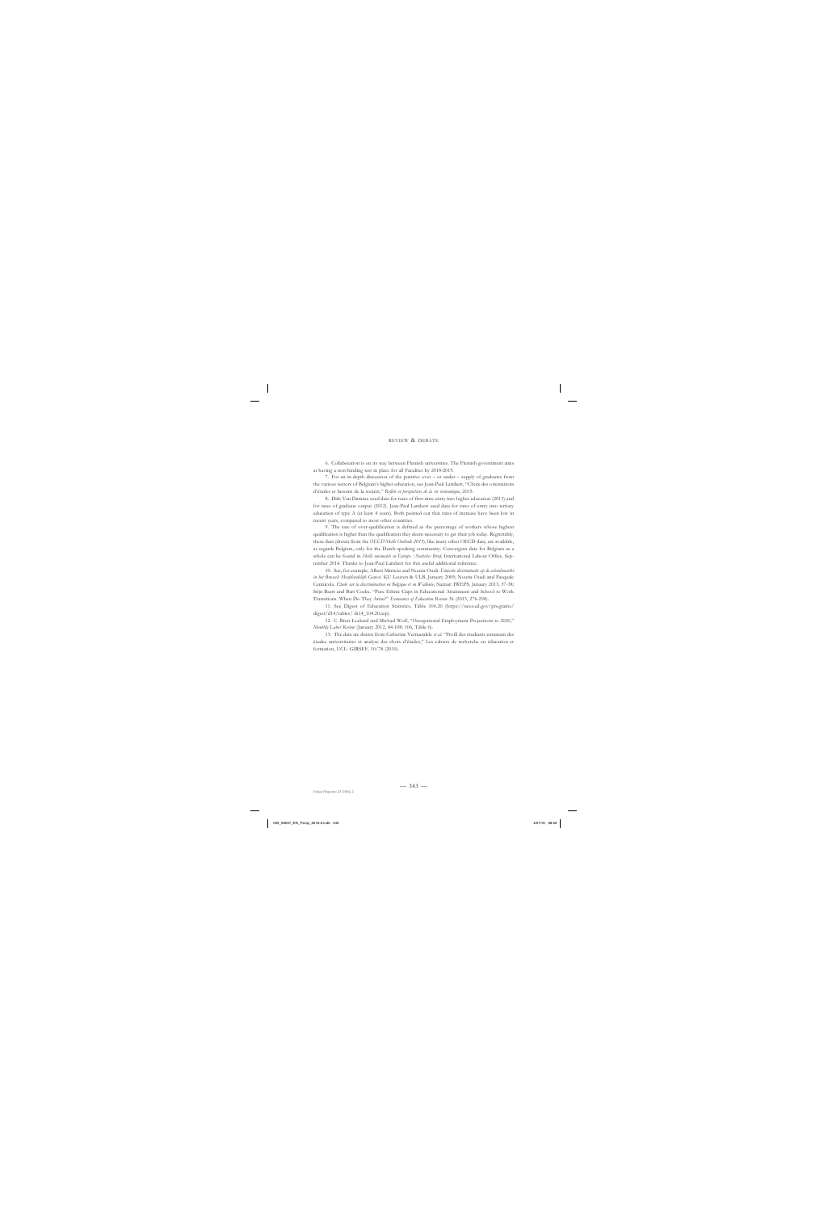6. Collaboration is on its way between Flemish universities. The Flemish government aims at having a non-binding test in place for all Faculties by 2018-2019.

7. For an in-depth discussion of the putative over – or under – supply of graduates from the various sectors of Belgium's higher education, see Jean-Paul Lambert, "Choix des orientations d'études et besoins de la société," *Reflets et perspectives de la vie économique*, 2015.

8. Dirk Van Damme used data for rates of first-time entry into higher education (2013) and for rates of graduate output (2012). Jean-Paul Lambert used data for rates of entry into tertiary education of type A (at least 4 years). Both pointed out that rates of increase have been low in recent years, compared to most other countries.

9. The rate of over-qualification is defined as the percentage of workers whose highest qualification is higher than the qualification they deem necessary to get their job today. Regrettably, these data (drawn from the *OECD Skills Outlook 2013*), like many other OECD data, are available, as regards Belgium, only for the Dutch-speaking community. Convergent data for Belgium as a whole can be found in *Skills mismatch in Europe : Statistics Brief*, International Labour Office, September 2014. Thanks to Jean-Paul Lambert for this useful additional reference.

10. See, for example, Albert Martens and Nouria Ouali. *Etnische discriminatie op de arbeidsmarkt in het Brussels Hoofdstedelijk Gewest*. KU Leuven & ULB, January 2005; Nouria Ouali and Pasquale Cennicola. *Etude sur la discrimination en Belgique et en Wallonie*, Namur: IWEPS, January 2013, 37-38; Stijn Baert and Bart Cockx. "Pure Ethnic Gaps in Educational Attainment and School to Work Transitions. When Do They Arise?" *Economics of Education Review* 36 (2013, 276-294).

11. See Digest of Education Statistics, Table 104.20 (https://nces.ed.gov/programs/digest/d14/tables/ dt14_104.20.asp).

12. C. Brett Lockard and Michael Wolf, "Occupational Employment Projections to 2020," *Monthly Labor Review* (January 2012, 84-108; 106, Table 6).

13. The data are drawn from Catherine Vermandele *et al.* "Profil des étudiants entamant des études universitaires et analyse des choix d'études," Les cahiers de recherche en éducation et formation, UCL: GIRSEF, 10/78 (2010).